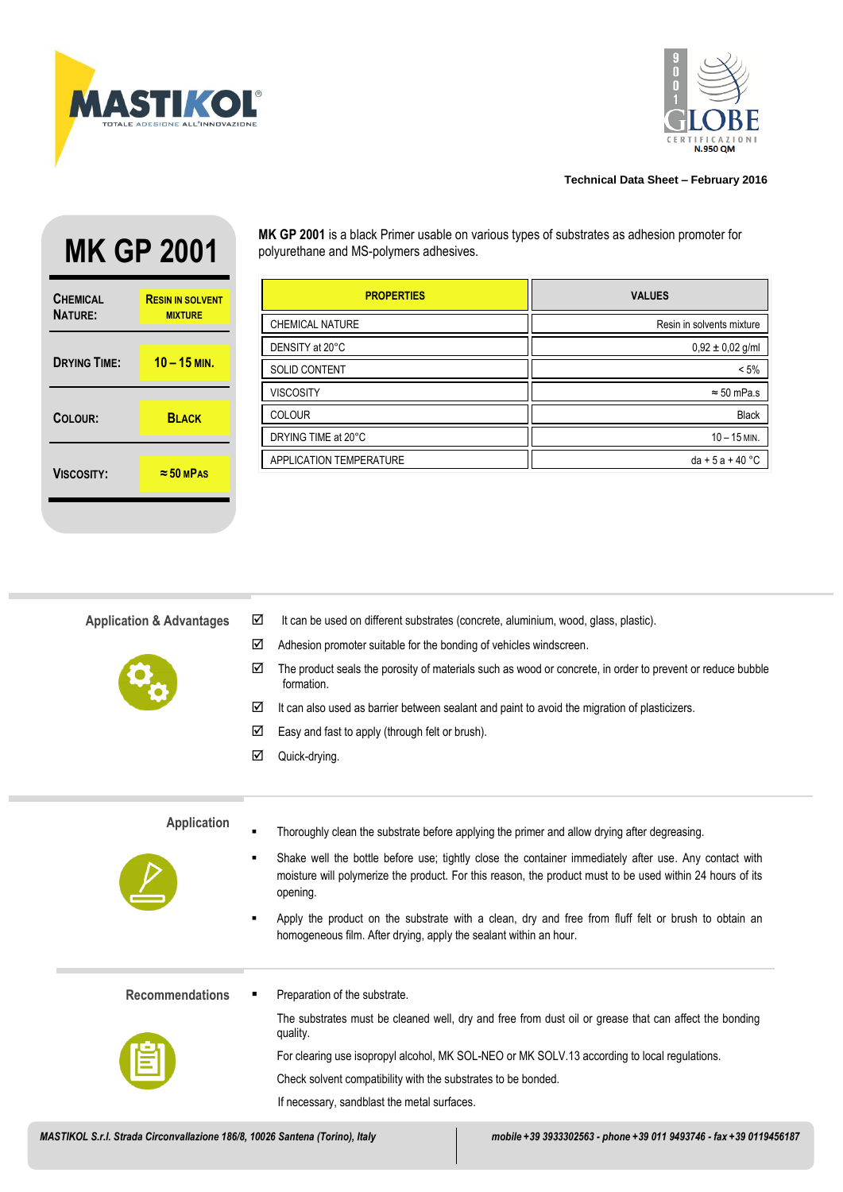MASTIKOL
TOTALE ADESIONE ALL'INNOVAZIONE

Technical Data Sheet – February 2016

# MK GP 2001

| | |
|---|---|
| CHEMICAL NATURE: | RESIN IN SOLVENT MIXTURE |
| DRYING TIME: | 10 – 15 MIN. |
| COLOUR: | BLACK |
| VISCOSITY: | ≈ 50 MPAS |

**MK GP 2001** is a black Primer usable on various types of substrates as adhesion promoter for polyurethane and MS-polymers adhesives.

| PROPERTIES | VALUES |
|---|---|
| CHEMICAL NATURE | Resin in solvents mixture |
| DENSITY at 20°C | 0,92 ± 0,02 g/ml |
| SOLID CONTENT | < 5% |
| VISCOSITY | ≈ 50 mPa.s |
| COLOUR | Black |
| DRYING TIME at 20°C | 10 – 15 MIN. |
| APPLICATION TEMPERATURE | da + 5 a + 40 °C |

## Application & Advantages

- ☑ It can be used on different substrates (concrete, aluminium, wood, glass, plastic).
- ☑ Adhesion promoter suitable for the bonding of vehicles windscreen.
- ☑ The product seals the porosity of materials such as wood or concrete, in order to prevent or reduce bubble formation.
- ☑ It can also used as barrier between sealant and paint to avoid the migration of plasticizers.
- ☑ Easy and fast to apply (through felt or brush).
- ☑ Quick-drying.

## Application

- Thoroughly clean the substrate before applying the primer and allow drying after degreasing.
- Shake well the bottle before use; tightly close the container immediately after use. Any contact with moisture will polymerize the product. For this reason, the product must to be used within 24 hours of its opening.
- Apply the product on the substrate with a clean, dry and free from fluff felt or brush to obtain an homogeneous film. After drying, apply the sealant within an hour.

## Recommendations

- Preparation of the substrate.

  The substrates must be cleaned well, dry and free from dust oil or grease that can affect the bonding quality.

  For clearing use isopropyl alcohol, MK SOL-NEO or MK SOLV.13 according to local regulations.

  Check solvent compatibility with the substrates to be bonded.

  If necessary, sandblast the metal surfaces.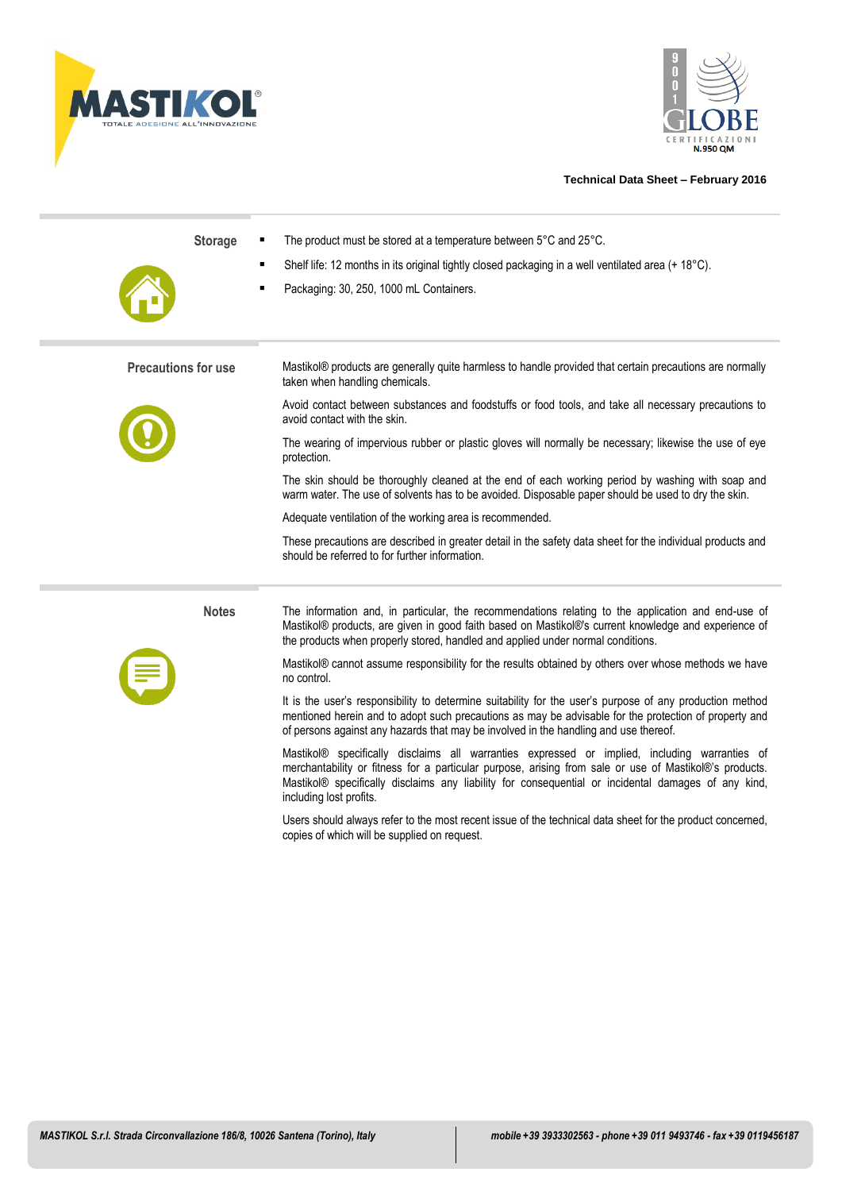Technical Data Sheet – February 2016

## Storage

- The product must be stored at a temperature between 5°C and 25°C.
- Shelf life: 12 months in its original tightly closed packaging in a well ventilated area (+ 18°C).
- Packaging: 30, 250, 1000 mL Containers.

## Precautions for use

Mastikol® products are generally quite harmless to handle provided that certain precautions are normally taken when handling chemicals.

Avoid contact between substances and foodstuffs or food tools, and take all necessary precautions to avoid contact with the skin.

The wearing of impervious rubber or plastic gloves will normally be necessary; likewise the use of eye protection.

The skin should be thoroughly cleaned at the end of each working period by washing with soap and warm water. The use of solvents has to be avoided. Disposable paper should be used to dry the skin.

Adequate ventilation of the working area is recommended.

These precautions are described in greater detail in the safety data sheet for the individual products and should be referred to for further information.

## Notes

The information and, in particular, the recommendations relating to the application and end-use of Mastikol® products, are given in good faith based on Mastikol®'s current knowledge and experience of the products when properly stored, handled and applied under normal conditions.

Mastikol® cannot assume responsibility for the results obtained by others over whose methods we have no control.

It is the user's responsibility to determine suitability for the user's purpose of any production method mentioned herein and to adopt such precautions as may be advisable for the protection of property and of persons against any hazards that may be involved in the handling and use thereof.

Mastikol® specifically disclaims all warranties expressed or implied, including warranties of merchantability or fitness for a particular purpose, arising from sale or use of Mastikol®'s products. Mastikol® specifically disclaims any liability for consequential or incidental damages of any kind, including lost profits.

Users should always refer to the most recent issue of the technical data sheet for the product concerned, copies of which will be supplied on request.